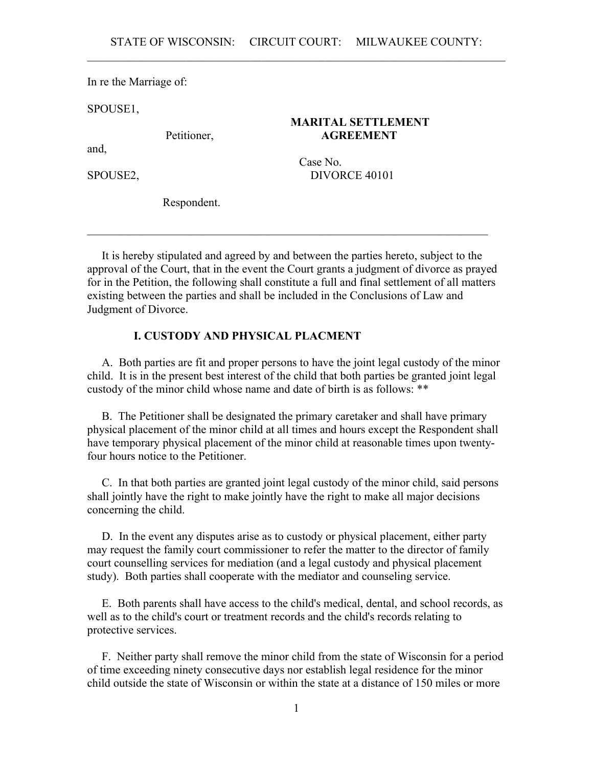STATE OF WISCONSIN: CIRCUIT COURT: MILWAUKEE COUNTY:

---

In re the Marriage of:

SPOUSE1,

Petitioner,

and,

SPOUSE2,

Respondent.

**MARITAL SETTLEMENT AGREEMENT**

Case No. DIVORCE 40101

---

It is hereby stipulated and agreed by and between the parties hereto, subject to the approval of the Court, that in the event the Court grants a judgment of divorce as prayed for in the Petition, the following shall constitute a full and final settlement of all matters existing between the parties and shall be included in the Conclusions of Law and Judgment of Divorce.

**I. CUSTODY AND PHYSICAL PLACMENT**

A. Both parties are fit and proper persons to have the joint legal custody of the minor child. It is in the present best interest of the child that both parties be granted joint legal custody of the minor child whose name and date of birth is as follows: **

B. The Petitioner shall be designated the primary caretaker and shall have primary physical placement of the minor child at all times and hours except the Respondent shall have temporary physical placement of the minor child at reasonable times upon twenty-four hours notice to the Petitioner.

C. In that both parties are granted joint legal custody of the minor child, said persons shall jointly have the right to make jointly have the right to make all major decisions concerning the child.

D. In the event any disputes arise as to custody or physical placement, either party may request the family court commissioner to refer the matter to the director of family court counselling services for mediation (and a legal custody and physical placement study). Both parties shall cooperate with the mediator and counseling service.

E. Both parents shall have access to the child's medical, dental, and school records, as well as to the child's court or treatment records and the child's records relating to protective services.

F. Neither party shall remove the minor child from the state of Wisconsin for a period of time exceeding ninety consecutive days nor establish legal residence for the minor child outside the state of Wisconsin or within the state at a distance of 150 miles or more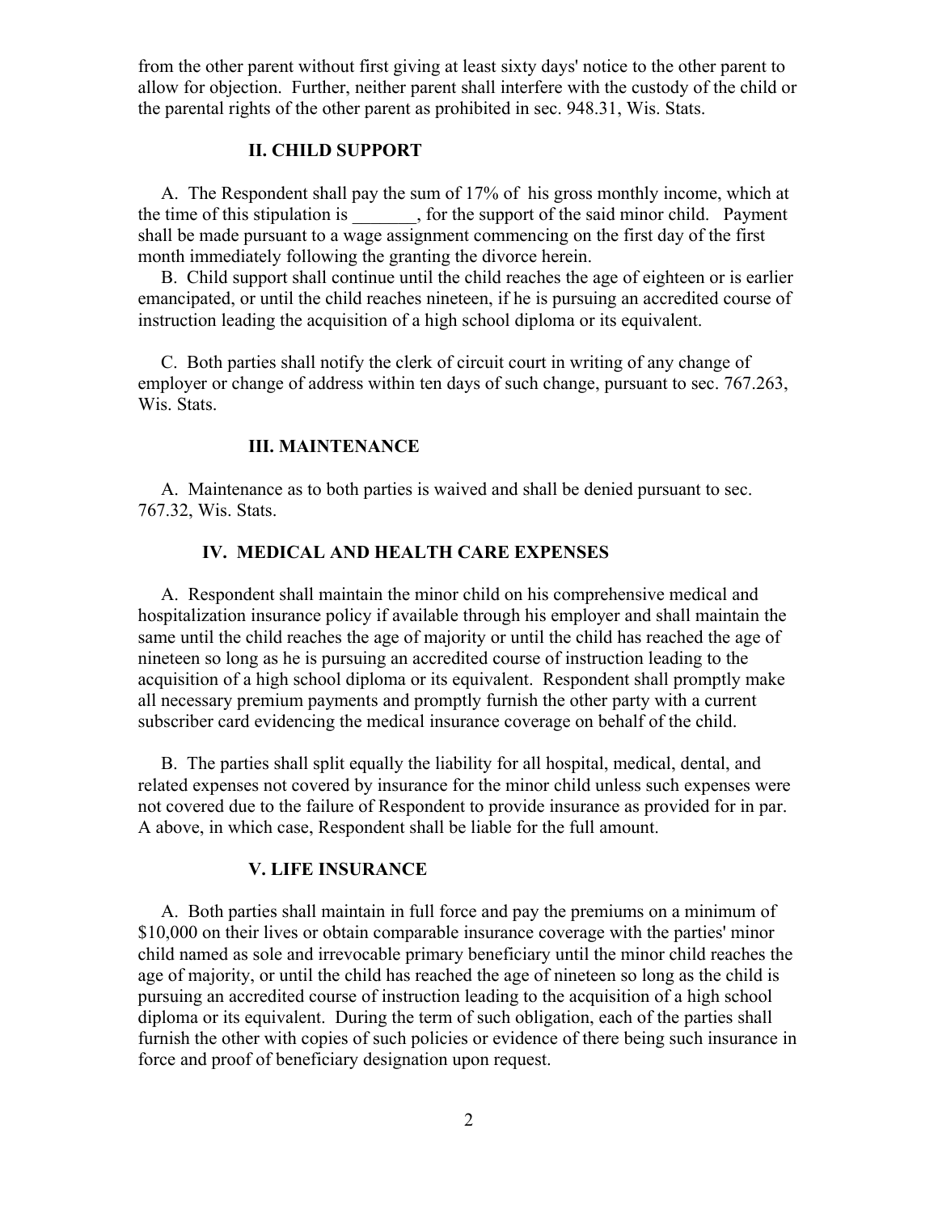from the other parent without first giving at least sixty days' notice to the other parent to allow for objection. Further, neither parent shall interfere with the custody of the child or the parental rights of the other parent as prohibited in sec. 948.31, Wis. Stats.

## II. CHILD SUPPORT

A. The Respondent shall pay the sum of 17% of his gross monthly income, which at the time of this stipulation is _______, for the support of the said minor child. Payment shall be made pursuant to a wage assignment commencing on the first day of the first month immediately following the granting the divorce herein.

B. Child support shall continue until the child reaches the age of eighteen or is earlier emancipated, or until the child reaches nineteen, if he is pursuing an accredited course of instruction leading the acquisition of a high school diploma or its equivalent.

C. Both parties shall notify the clerk of circuit court in writing of any change of employer or change of address within ten days of such change, pursuant to sec. 767.263, Wis. Stats.

## III. MAINTENANCE

A. Maintenance as to both parties is waived and shall be denied pursuant to sec. 767.32, Wis. Stats.

## IV. MEDICAL AND HEALTH CARE EXPENSES

A. Respondent shall maintain the minor child on his comprehensive medical and hospitalization insurance policy if available through his employer and shall maintain the same until the child reaches the age of majority or until the child has reached the age of nineteen so long as he is pursuing an accredited course of instruction leading to the acquisition of a high school diploma or its equivalent. Respondent shall promptly make all necessary premium payments and promptly furnish the other party with a current subscriber card evidencing the medical insurance coverage on behalf of the child.

B. The parties shall split equally the liability for all hospital, medical, dental, and related expenses not covered by insurance for the minor child unless such expenses were not covered due to the failure of Respondent to provide insurance as provided for in par. A above, in which case, Respondent shall be liable for the full amount.

## V. LIFE INSURANCE

A. Both parties shall maintain in full force and pay the premiums on a minimum of $10,000 on their lives or obtain comparable insurance coverage with the parties' minor child named as sole and irrevocable primary beneficiary until the minor child reaches the age of majority, or until the child has reached the age of nineteen so long as the child is pursuing an accredited course of instruction leading to the acquisition of a high school diploma or its equivalent. During the term of such obligation, each of the parties shall furnish the other with copies of such policies or evidence of there being such insurance in force and proof of beneficiary designation upon request.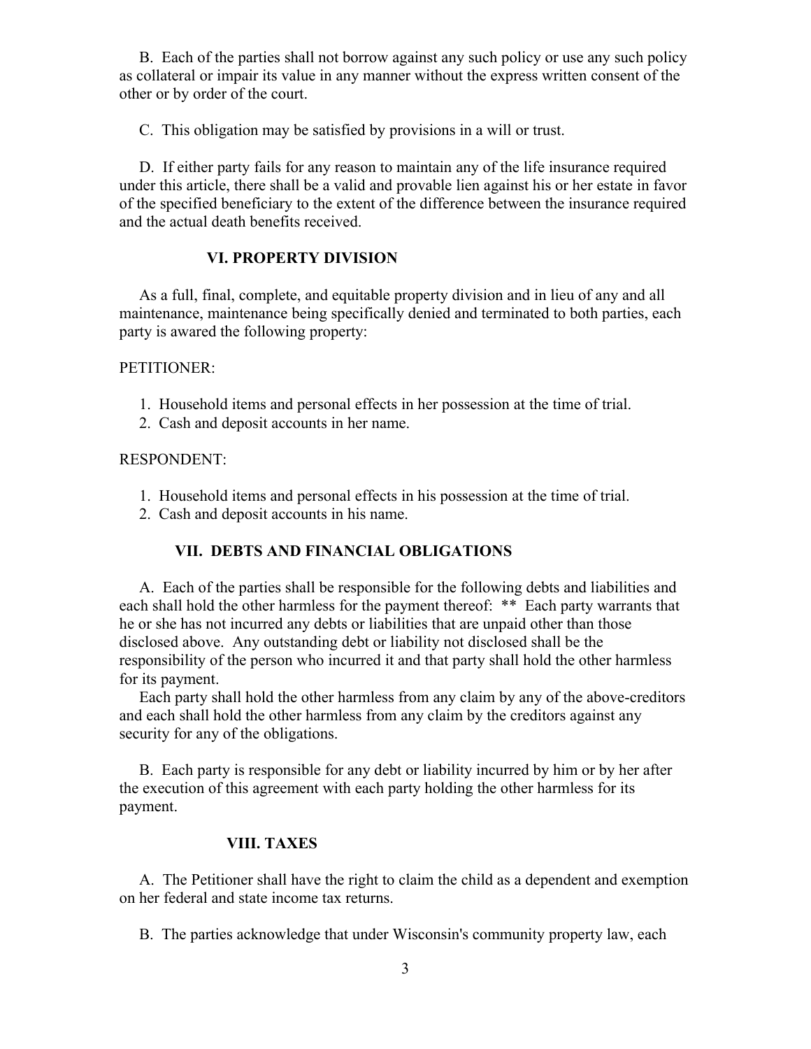B. Each of the parties shall not borrow against any such policy or use any such policy as collateral or impair its value in any manner without the express written consent of the other or by order of the court.

C. This obligation may be satisfied by provisions in a will or trust.

D. If either party fails for any reason to maintain any of the life insurance required under this article, there shall be a valid and provable lien against his or her estate in favor of the specified beneficiary to the extent of the difference between the insurance required and the actual death benefits received.

## VI. PROPERTY DIVISION

As a full, final, complete, and equitable property division and in lieu of any and all maintenance, maintenance being specifically denied and terminated to both parties, each party is awared the following property:

PETITIONER:

1. Household items and personal effects in her possession at the time of trial.
2. Cash and deposit accounts in her name.

RESPONDENT:

1. Household items and personal effects in his possession at the time of trial.
2. Cash and deposit accounts in his name.

## VII. DEBTS AND FINANCIAL OBLIGATIONS

A. Each of the parties shall be responsible for the following debts and liabilities and each shall hold the other harmless for the payment thereof: ** Each party warrants that he or she has not incurred any debts or liabilities that are unpaid other than those disclosed above. Any outstanding debt or liability not disclosed shall be the responsibility of the person who incurred it and that party shall hold the other harmless for its payment.

Each party shall hold the other harmless from any claim by any of the above-creditors and each shall hold the other harmless from any claim by the creditors against any security for any of the obligations.

B. Each party is responsible for any debt or liability incurred by him or by her after the execution of this agreement with each party holding the other harmless for its payment.

## VIII. TAXES

A. The Petitioner shall have the right to claim the child as a dependent and exemption on her federal and state income tax returns.

B. The parties acknowledge that under Wisconsin's community property law, each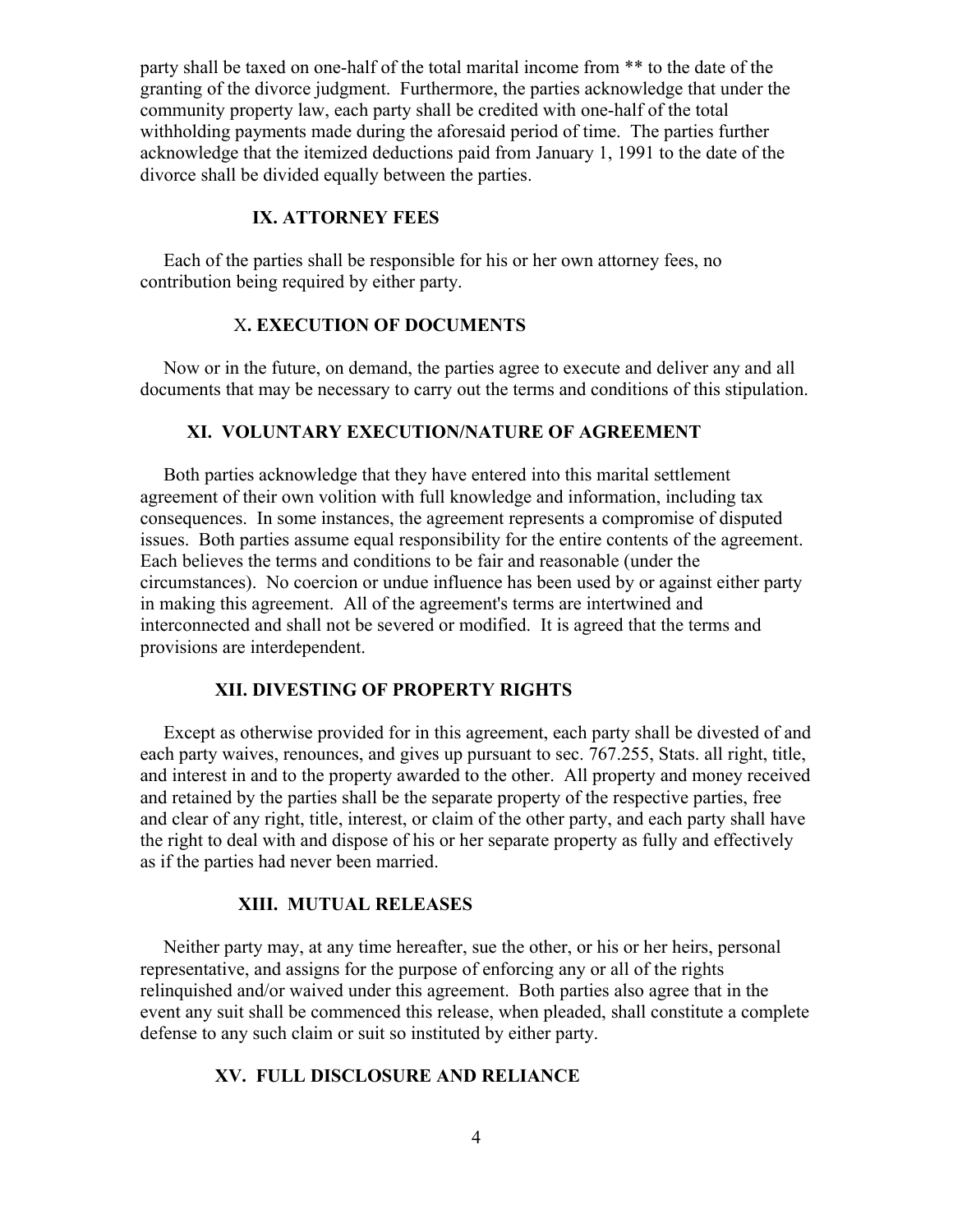party shall be taxed on one-half of the total marital income from ** to the date of the granting of the divorce judgment. Furthermore, the parties acknowledge that under the community property law, each party shall be credited with one-half of the total withholding payments made during the aforesaid period of time. The parties further acknowledge that the itemized deductions paid from January 1, 1991 to the date of the divorce shall be divided equally between the parties.

## IX. ATTORNEY FEES

Each of the parties shall be responsible for his or her own attorney fees, no contribution being required by either party.

## X. EXECUTION OF DOCUMENTS

Now or in the future, on demand, the parties agree to execute and deliver any and all documents that may be necessary to carry out the terms and conditions of this stipulation.

## XI. VOLUNTARY EXECUTION/NATURE OF AGREEMENT

Both parties acknowledge that they have entered into this marital settlement agreement of their own volition with full knowledge and information, including tax consequences. In some instances, the agreement represents a compromise of disputed issues. Both parties assume equal responsibility for the entire contents of the agreement. Each believes the terms and conditions to be fair and reasonable (under the circumstances). No coercion or undue influence has been used by or against either party in making this agreement. All of the agreement's terms are intertwined and interconnected and shall not be severed or modified. It is agreed that the terms and provisions are interdependent.

## XII. DIVESTING OF PROPERTY RIGHTS

Except as otherwise provided for in this agreement, each party shall be divested of and each party waives, renounces, and gives up pursuant to sec. 767.255, Stats. all right, title, and interest in and to the property awarded to the other. All property and money received and retained by the parties shall be the separate property of the respective parties, free and clear of any right, title, interest, or claim of the other party, and each party shall have the right to deal with and dispose of his or her separate property as fully and effectively as if the parties had never been married.

## XIII. MUTUAL RELEASES

Neither party may, at any time hereafter, sue the other, or his or her heirs, personal representative, and assigns for the purpose of enforcing any or all of the rights relinquished and/or waived under this agreement. Both parties also agree that in the event any suit shall be commenced this release, when pleaded, shall constitute a complete defense to any such claim or suit so instituted by either party.

## XV. FULL DISCLOSURE AND RELIANCE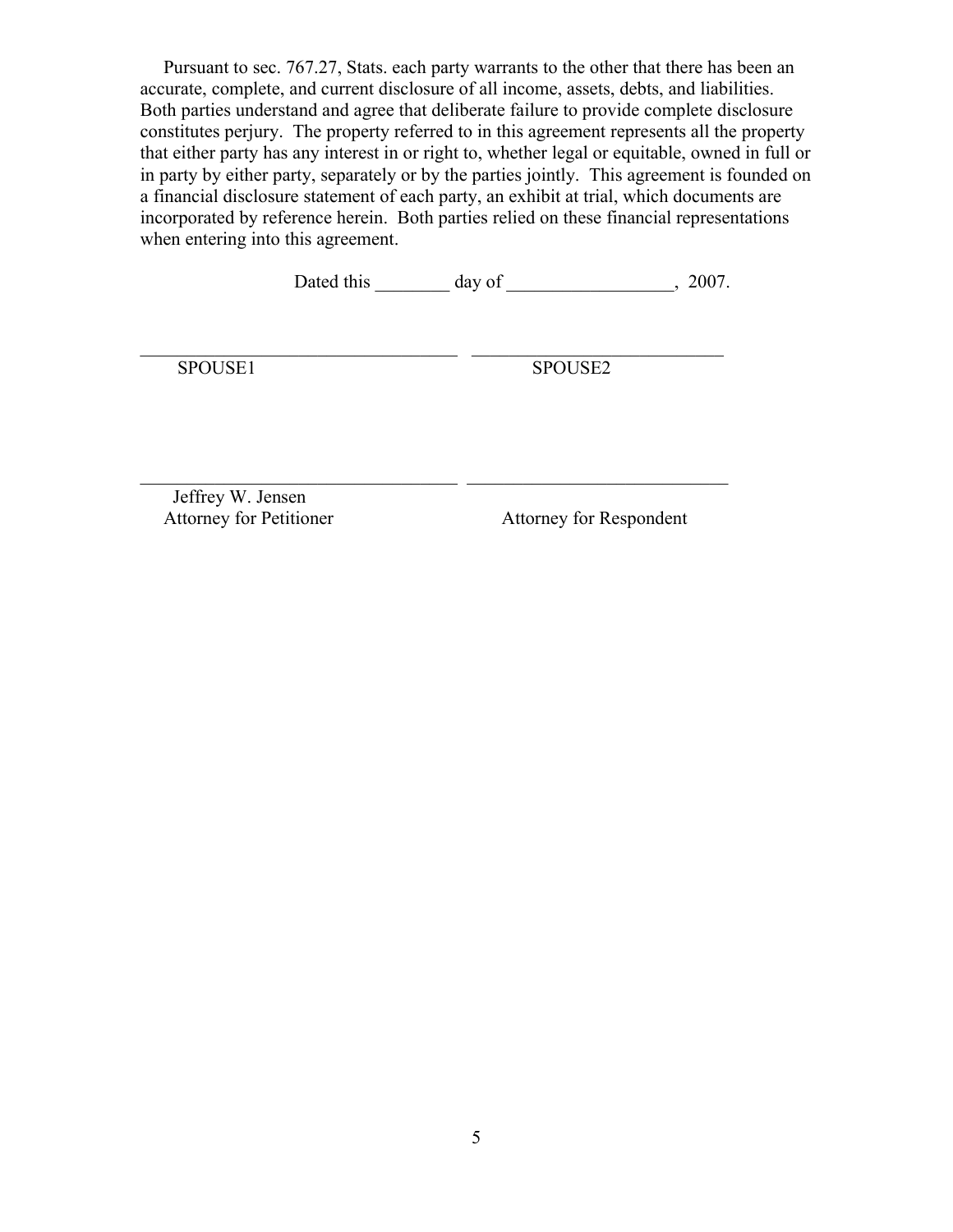Pursuant to sec. 767.27, Stats. each party warrants to the other that there has been an accurate, complete, and current disclosure of all income, assets, debts, and liabilities. Both parties understand and agree that deliberate failure to provide complete disclosure constitutes perjury. The property referred to in this agreement represents all the property that either party has any interest in or right to, whether legal or equitable, owned in full or in party by either party, separately or by the parties jointly. This agreement is founded on a financial disclosure statement of each party, an exhibit at trial, which documents are incorporated by reference herein. Both parties relied on these financial representations when entering into this agreement.

Dated this ________ day of __________________, 2007.

____________________________________ ____________________________

SPOUSE1 SPOUSE2

____________________________________ ____________________________

Jeffrey W. Jensen
Attorney for Petitioner

Attorney for Respondent